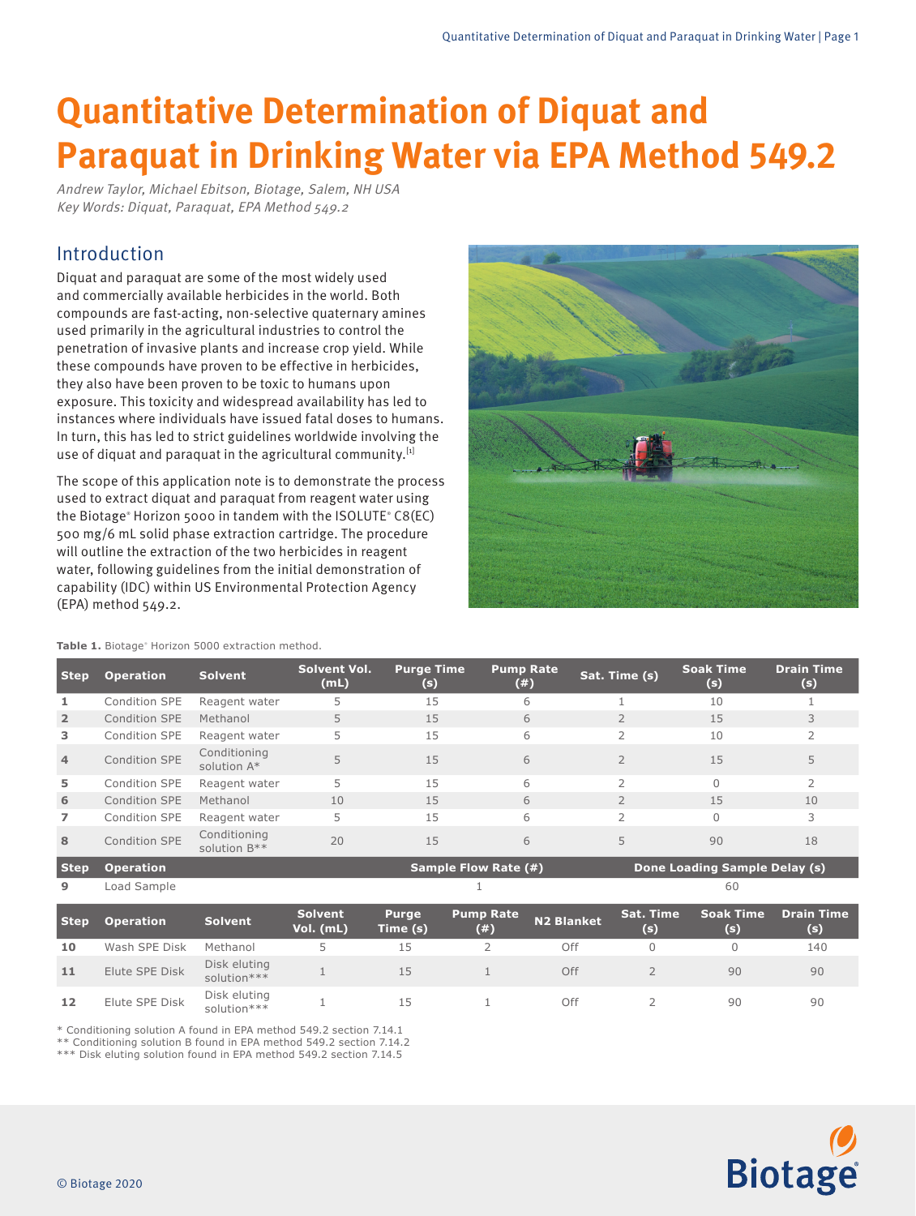# Quantitative Determination of Diquat and Paraquat in Drinking Water via EPA Method 549.2

*Andrew Taylor, Michael Ebitson, Biotage, Salem, NH USA*
*Key Words: Diquat, Paraquat, EPA Method 549.2*

## Introduction

Diquat and paraquat are some of the most widely used and commercially available herbicides in the world. Both compounds are fast-acting, non-selective quaternary amines used primarily in the agricultural industries to control the penetration of invasive plants and increase crop yield. While these compounds have proven to be effective in herbicides, they also have been proven to be toxic to humans upon exposure. This toxicity and widespread availability has led to instances where individuals have issued fatal doses to humans. In turn, this has led to strict guidelines worldwide involving the use of diquat and paraquat in the agricultural community.[1]

The scope of this application note is to demonstrate the process used to extract diquat and paraquat from reagent water using the Biotage® Horizon 5000 in tandem with the ISOLUTE® C8(EC) 500 mg/6 mL solid phase extraction cartridge. The procedure will outline the extraction of the two herbicides in reagent water, following guidelines from the initial demonstration of capability (IDC) within US Environmental Protection Agency (EPA) method 549.2.

**Table 1.** Biotage® Horizon 5000 extraction method.

| Step | Operation | Solvent | Solvent Vol. (mL) | Purge Time (s) | Pump Rate (#) | Sat. Time (s) | Soak Time (s) | Drain Time (s) |
|---|---|---|---|---|---|---|---|---|
| 1 | Condition SPE | Reagent water | 5 | 15 | 6 | 1 | 10 | 1 |
| 2 | Condition SPE | Methanol | 5 | 15 | 6 | 2 | 15 | 3 |
| 3 | Condition SPE | Reagent water | 5 | 15 | 6 | 2 | 10 | 2 |
| 4 | Condition SPE | Conditioning solution A* | 5 | 15 | 6 | 2 | 15 | 5 |
| 5 | Condition SPE | Reagent water | 5 | 15 | 6 | 2 | 0 | 2 |
| 6 | Condition SPE | Methanol | 10 | 15 | 6 | 2 | 15 | 10 |
| 7 | Condition SPE | Reagent water | 5 | 15 | 6 | 2 | 0 | 3 |
| 8 | Condition SPE | Conditioning solution B** | 20 | 15 | 6 | 5 | 90 | 18 |

| Step | Operation | Sample Flow Rate (#) | Done Loading Sample Delay (s) |
|---|---|---|---|
| 9 | Load Sample | 1 | 60 |

| Step | Operation | Solvent | Solvent Vol. (mL) | Purge Time (s) | Pump Rate (#) | N2 Blanket | Sat. Time (s) | Soak Time (s) | Drain Time (s) |
|---|---|---|---|---|---|---|---|---|---|
| 10 | Wash SPE Disk | Methanol | 5 | 15 | 2 | Off | 0 | 0 | 140 |
| 11 | Elute SPE Disk | Disk eluting solution*** | 1 | 15 | 1 | Off | 2 | 90 | 90 |
| 12 | Elute SPE Disk | Disk eluting solution*** | 1 | 15 | 1 | Off | 2 | 90 | 90 |

\* Conditioning solution A found in EPA method 549.2 section 7.14.1
** Conditioning solution B found in EPA method 549.2 section 7.14.2
*** Disk eluting solution found in EPA method 549.2 section 7.14.5

© Biotage 2020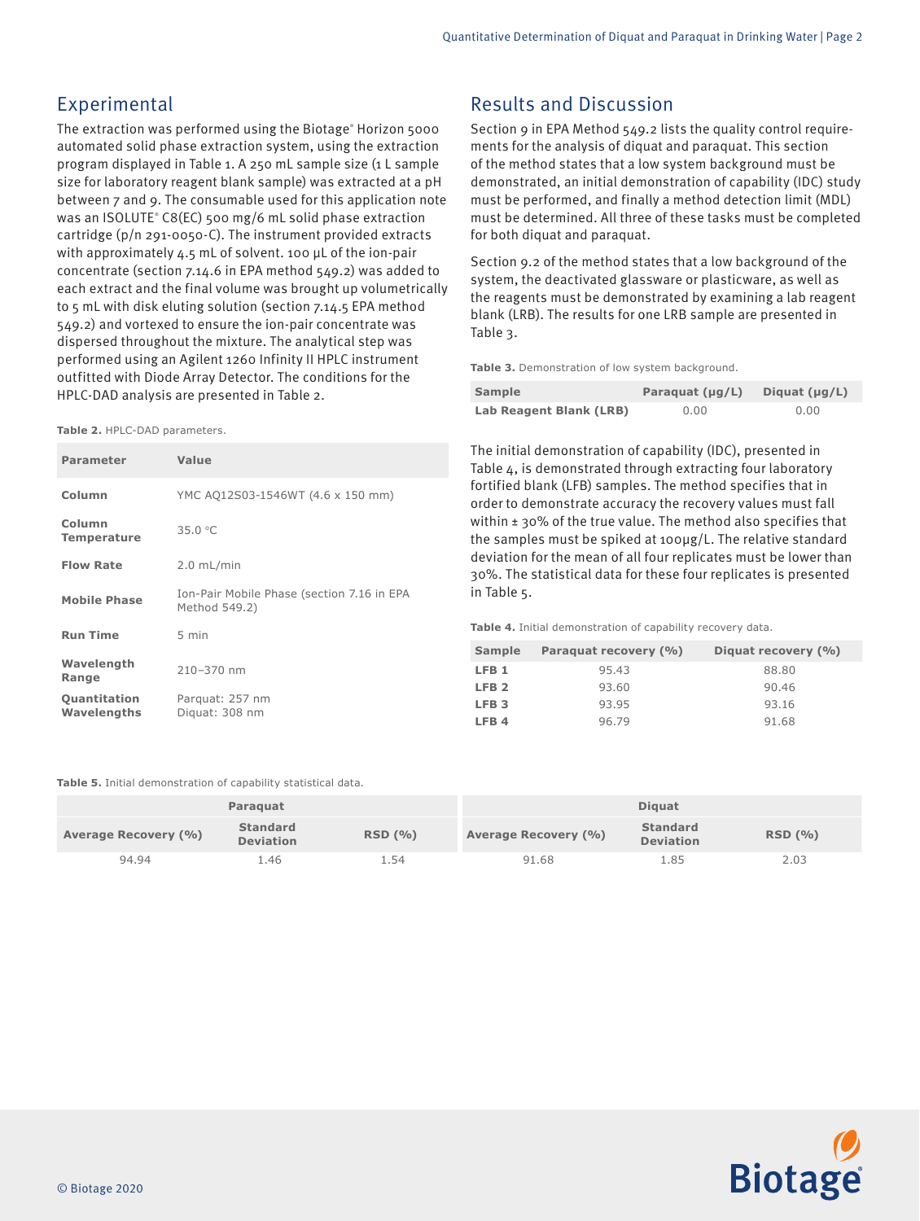## Experimental

The extraction was performed using the Biotage® Horizon 5000 automated solid phase extraction system, using the extraction program displayed in Table 1. A 250 mL sample size (1 L sample size for laboratory reagent blank sample) was extracted at a pH between 7 and 9. The consumable used for this application note was an ISOLUTE® C8(EC) 500 mg/6 mL solid phase extraction cartridge (p/n 291-0050-C). The instrument provided extracts with approximately 4.5 mL of solvent. 100 µL of the ion-pair concentrate (section 7.14.6 in EPA method 549.2) was added to each extract and the final volume was brought up volumetrically to 5 mL with disk eluting solution (section 7.14.5 EPA method 549.2) and vortexed to ensure the ion-pair concentrate was dispersed throughout the mixture. The analytical step was performed using an Agilent 1260 Infinity II HPLC instrument outfitted with Diode Array Detector. The conditions for the HPLC-DAD analysis are presented in Table 2.

**Table 2.** HPLC-DAD parameters.

| Parameter | Value |
|---|---|
| **Column** | YMC AQ12S03-1546WT (4.6 x 150 mm) |
| **Column Temperature** | 35.0 °C |
| **Flow Rate** | 2.0 mL/min |
| **Mobile Phase** | Ion-Pair Mobile Phase (section 7.16 in EPA Method 549.2) |
| **Run Time** | 5 min |
| **Wavelength Range** | 210–370 nm |
| **Quantitation Wavelengths** | Parquat: 257 nm<br>Diquat: 308 nm |

## Results and Discussion

Section 9 in EPA Method 549.2 lists the quality control requirements for the analysis of diquat and paraquat. This section of the method states that a low system background must be demonstrated, an initial demonstration of capability (IDC) study must be performed, and finally a method detection limit (MDL) must be determined. All three of these tasks must be completed for both diquat and paraquat.

Section 9.2 of the method states that a low background of the system, the deactivated glassware or plasticware, as well as the reagents must be demonstrated by examining a lab reagent blank (LRB). The results for one LRB sample are presented in Table 3.

**Table 3.** Demonstration of low system background.

| Sample | Paraquat (µg/L) | Diquat (µg/L) |
|---|---|---|
| **Lab Reagent Blank (LRB)** | 0.00 | 0.00 |

The initial demonstration of capability (IDC), presented in Table 4, is demonstrated through extracting four laboratory fortified blank (LFB) samples. The method specifies that in order to demonstrate accuracy the recovery values must fall within ± 30% of the true value. The method also specifies that the samples must be spiked at 100µg/L. The relative standard deviation for the mean of all four replicates must be lower than 30%. The statistical data for these four replicates is presented in Table 5.

**Table 4.** Initial demonstration of capability recovery data.

| Sample | Paraquat recovery (%) | Diquat recovery (%) |
|---|---|---|
| **LFB 1** | 95.43 | 88.80 |
| **LFB 2** | 93.60 | 90.46 |
| **LFB 3** | 93.95 | 93.16 |
| **LFB 4** | 96.79 | 91.68 |

**Table 5.** Initial demonstration of capability statistical data.

| Paraquat | | | Diquat | | |
|---|---|---|---|---|---|
| **Average Recovery (%)** | **Standard Deviation** | **RSD (%)** | **Average Recovery (%)** | **Standard Deviation** | **RSD (%)** |
| 94.94 | 1.46 | 1.54 | 91.68 | 1.85 | 2.03 |

© Biotage 2020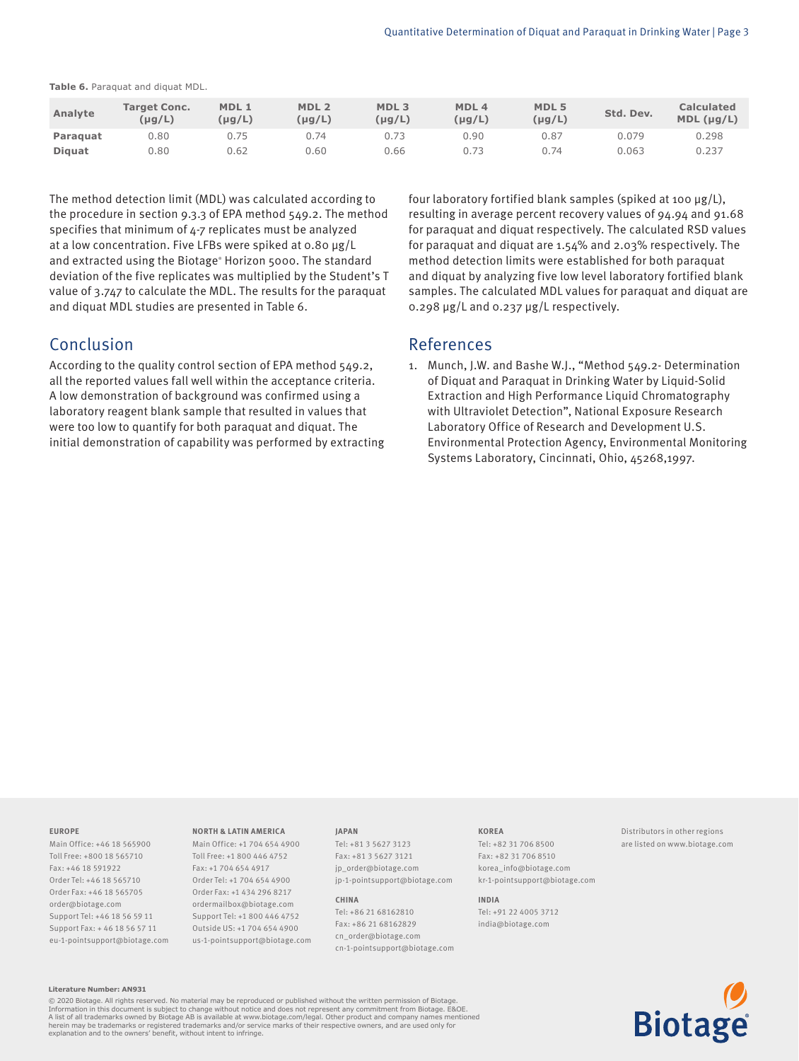**Table 6.** Paraquat and diquat MDL.

| Analyte | Target Conc. (µg/L) | MDL 1 (µg/L) | MDL 2 (µg/L) | MDL 3 (µg/L) | MDL 4 (µg/L) | MDL 5 (µg/L) | Std. Dev. | Calculated MDL (µg/L) |
|---|---|---|---|---|---|---|---|---|
| **Paraquat** | 0.80 | 0.75 | 0.74 | 0.73 | 0.90 | 0.87 | 0.079 | 0.298 |
| **Diquat** | 0.80 | 0.62 | 0.60 | 0.66 | 0.73 | 0.74 | 0.063 | 0.237 |

The method detection limit (MDL) was calculated according to the procedure in section 9.3.3 of EPA method 549.2. The method specifies that minimum of 4-7 replicates must be analyzed at a low concentration. Five LFBs were spiked at 0.80 µg/L and extracted using the Biotage® Horizon 5000. The standard deviation of the five replicates was multiplied by the Student's T value of 3.747 to calculate the MDL. The results for the paraquat and diquat MDL studies are presented in Table 6.

## Conclusion

According to the quality control section of EPA method 549.2, all the reported values fall well within the acceptance criteria. A low demonstration of background was confirmed using a laboratory reagent blank sample that resulted in values that were too low to quantify for both paraquat and diquat. The initial demonstration of capability was performed by extracting four laboratory fortified blank samples (spiked at 100 µg/L), resulting in average percent recovery values of 94.94 and 91.68 for paraquat and diquat respectively. The calculated RSD values for paraquat and diquat are 1.54% and 2.03% respectively. The method detection limits were established for both paraquat and diquat by analyzing five low level laboratory fortified blank samples. The calculated MDL values for paraquat and diquat are 0.298 µg/L and 0.237 µg/L respectively.

## References

1. Munch, J.W. and Bashe W.J., "Method 549.2- Determination of Diquat and Paraquat in Drinking Water by Liquid-Solid Extraction and High Performance Liquid Chromatography with Ultraviolet Detection", National Exposure Research Laboratory Office of Research and Development U.S. Environmental Protection Agency, Environmental Monitoring Systems Laboratory, Cincinnati, Ohio, 45268,1997.

**EUROPE**
Main Office: +46 18 565900
Toll Free: +800 18 565710
Fax: +46 18 591922
Order Tel: +46 18 565710
Order Fax: +46 18 565705
order@biotage.com
Support Tel: +46 18 56 59 11
Support Fax: + 46 18 56 57 11
eu-1-pointsupport@biotage.com

**NORTH & LATIN AMERICA**
Main Office: +1 704 654 4900
Toll Free: +1 800 446 4752
Fax: +1 704 654 4917
Order Tel: +1 704 654 4900
Order Fax: +1 434 296 8217
ordermailbox@biotage.com
Support Tel: +1 800 446 4752
Outside US: +1 704 654 4900
us-1-pointsupport@biotage.com

**JAPAN**
Tel: +81 3 5627 3123
Fax: +81 3 5627 3121
jp_order@biotage.com
jp-1-pointsupport@biotage.com

**CHINA**
Tel: +86 21 68162810
Fax: +86 21 68162829
cn_order@biotage.com
cn-1-pointsupport@biotage.com

**KOREA**
Tel: +82 31 706 8500
Fax: +82 31 706 8510
korea_info@biotage.com
kr-1-pointsupport@biotage.com

**INDIA**
Tel: +91 22 4005 3712
india@biotage.com

Distributors in other regions are listed on www.biotage.com

**Literature Number: AN931**

© 2020 Biotage. All rights reserved. No material may be reproduced or published without the written permission of Biotage. Information in this document is subject to change without notice and does not represent any commitment from Biotage. E&OE. A list of all trademarks owned by Biotage AB is available at www.biotage.com/legal. Other product and company names mentioned herein may be trademarks or registered trademarks and/or service marks of their respective owners, and are used only for explanation and to the owners' benefit, without intent to infringe.

Biotage®